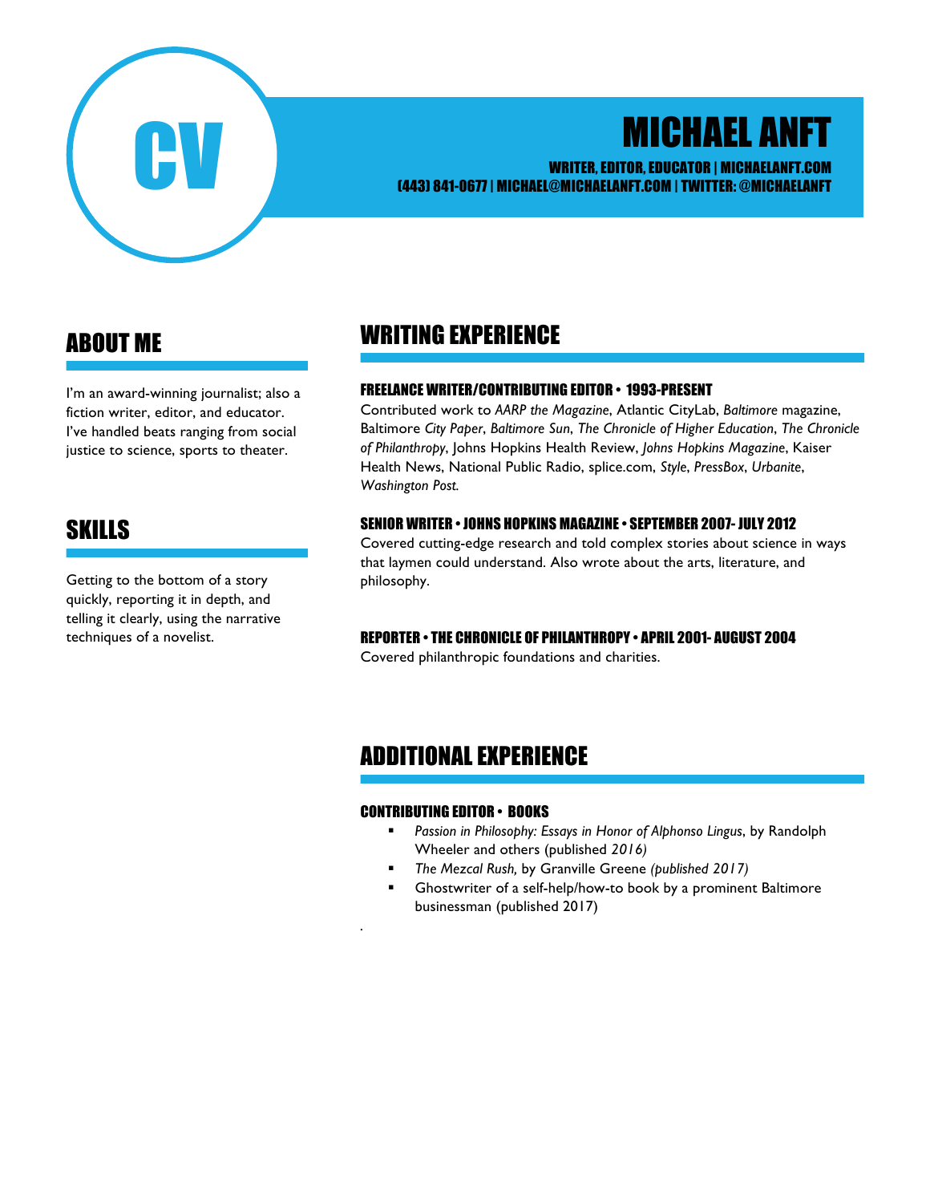CV

# MICHAEL ANFT

**WRITER, EDITOR, EDUCATOR | MICHAELANFT.COM**
**(443) 841-0677 | MICHAEL@MICHAELANFT.COM | TWITTER: @MICHAELANFT**

## ABOUT ME

I'm an award-winning journalist; also a fiction writer, editor, and educator. I've handled beats ranging from social justice to science, sports to theater.

## SKILLS

Getting to the bottom of a story quickly, reporting it in depth, and telling it clearly, using the narrative techniques of a novelist.

## WRITING EXPERIENCE

### FREELANCE WRITER/CONTRIBUTING EDITOR • 1993-PRESENT

Contributed work to *AARP the Magazine*, Atlantic CityLab, *Baltimore* magazine, Baltimore *City Paper*, *Baltimore Sun*, *The Chronicle of Higher Education*, *The Chronicle of Philanthropy*, Johns Hopkins Health Review, *Johns Hopkins Magazine*, Kaiser Health News, National Public Radio, splice.com, *Style*, *PressBox*, *Urbanite*, *Washington Post.*

### SENIOR WRITER • JOHNS HOPKINS MAGAZINE • SEPTEMBER 2007- JULY 2012

Covered cutting-edge research and told complex stories about science in ways that laymen could understand. Also wrote about the arts, literature, and philosophy.

### REPORTER • THE CHRONICLE OF PHILANTHROPY • APRIL 2001- AUGUST 2004

Covered philanthropic foundations and charities.

## ADDITIONAL EXPERIENCE

### CONTRIBUTING EDITOR • BOOKS

- *Passion in Philosophy: Essays in Honor of Alphonso Lingus*, by Randolph Wheeler and others (published *2016)*
- *The Mezcal Rush,* by Granville Greene *(published 2017)*
- Ghostwriter of a self-help/how-to book by a prominent Baltimore businessman (published 2017)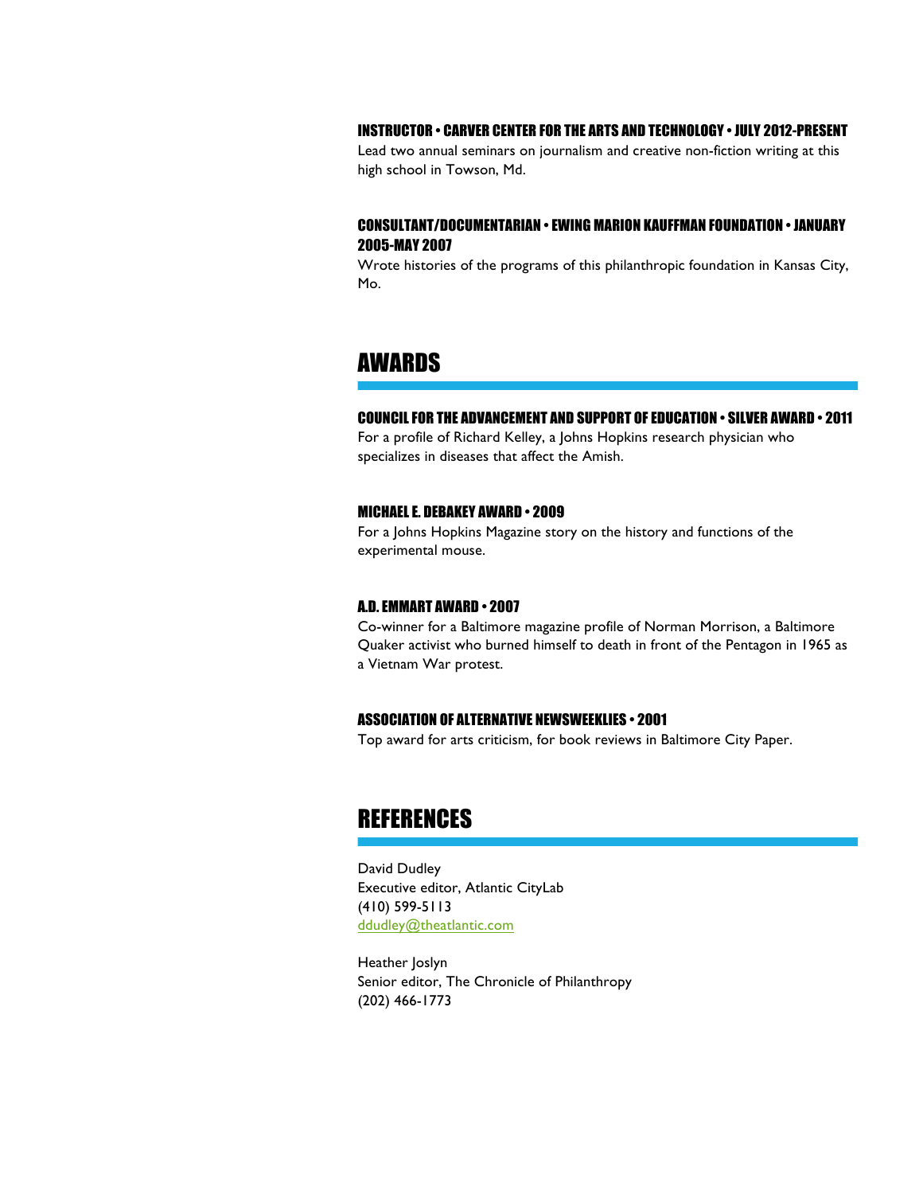### INSTRUCTOR • CARVER CENTER FOR THE ARTS AND TECHNOLOGY • JULY 2012-PRESENT

Lead two annual seminars on journalism and creative non-fiction writing at this high school in Towson, Md.

### CONSULTANT/DOCUMENTARIAN • EWING MARION KAUFFMAN FOUNDATION • JANUARY 2005-MAY 2007

Wrote histories of the programs of this philanthropic foundation in Kansas City, Mo.

## AWARDS

### COUNCIL FOR THE ADVANCEMENT AND SUPPORT OF EDUCATION • SILVER AWARD • 2011

For a profile of Richard Kelley, a Johns Hopkins research physician who specializes in diseases that affect the Amish.

### MICHAEL E. DEBAKEY AWARD • 2009

For a Johns Hopkins Magazine story on the history and functions of the experimental mouse.

### A.D. EMMART AWARD • 2007

Co-winner for a Baltimore magazine profile of Norman Morrison, a Baltimore Quaker activist who burned himself to death in front of the Pentagon in 1965 as a Vietnam War protest.

### ASSOCIATION OF ALTERNATIVE NEWSWEEKLIES • 2001

Top award for arts criticism, for book reviews in Baltimore City Paper.

## REFERENCES

David Dudley
Executive editor, Atlantic CityLab
(410) 599-5113
ddudley@theatlantic.com

Heather Joslyn
Senior editor, The Chronicle of Philanthropy
(202) 466-1773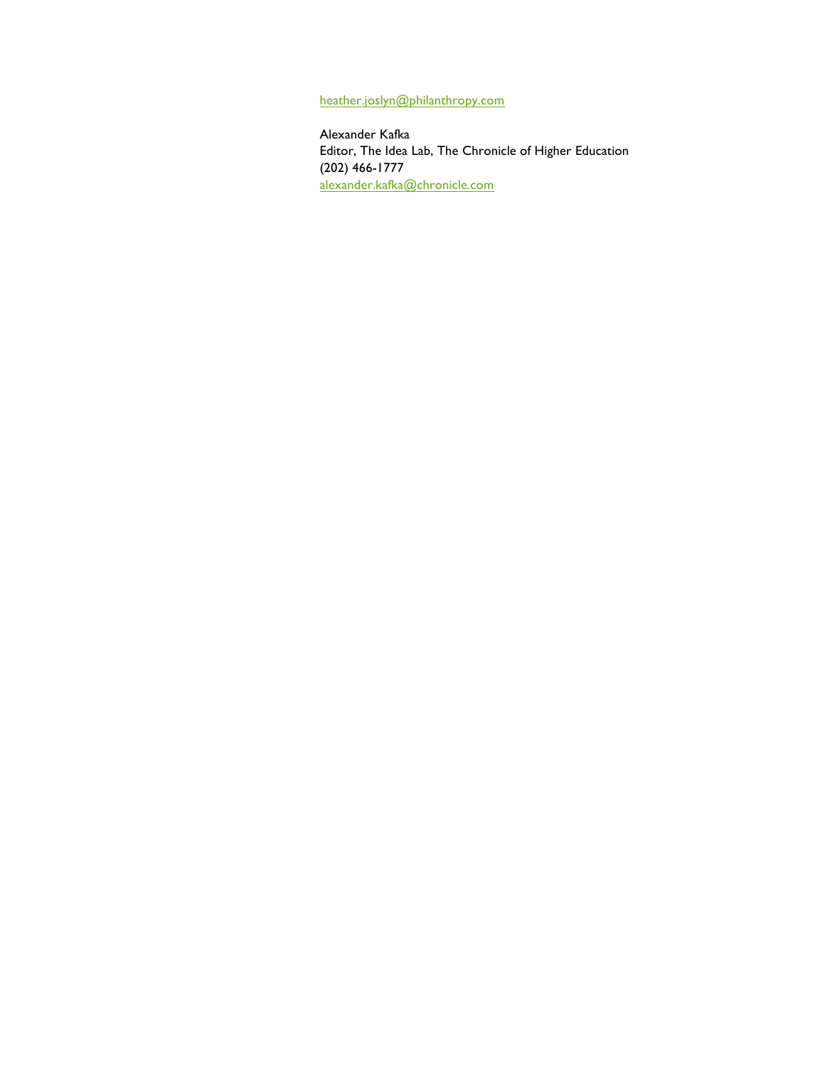heather.joslyn@philanthropy.com

Alexander Kafka
Editor, The Idea Lab, The Chronicle of Higher Education
(202) 466-1777
alexander.kafka@chronicle.com